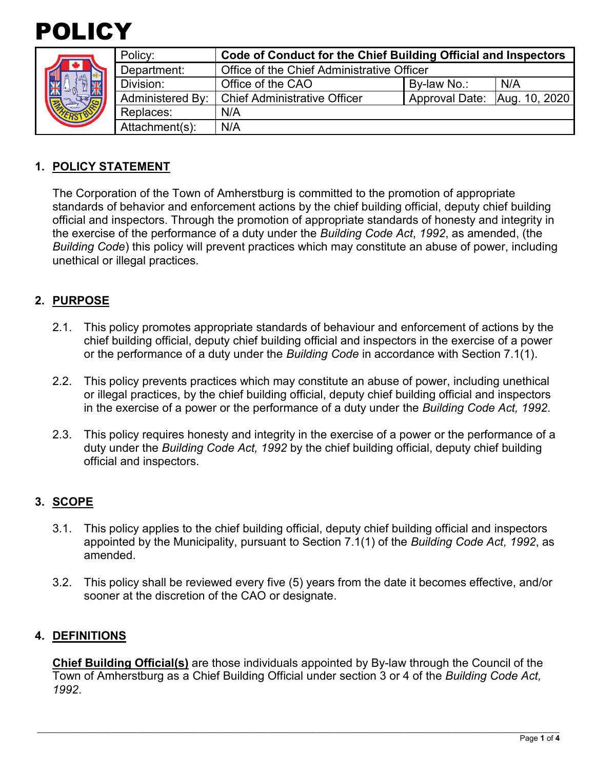# POLICY

| | | | | |
|---|---|---|---|---|
| Policy: | **Code of Conduct for the Chief Building Official and Inspectors** | | | |
| Department: | Office of the Chief Administrative Officer | | | |
| Division: | Office of the CAO | By-law No.: | N/A | |
| Administered By: | Chief Administrative Officer | Approval Date: | Aug. 10, 2020 | |
| Replaces: | N/A | | | |
| Attachment(s): | N/A | | | |

## 1. POLICY STATEMENT

The Corporation of the Town of Amherstburg is committed to the promotion of appropriate standards of behavior and enforcement actions by the chief building official, deputy chief building official and inspectors. Through the promotion of appropriate standards of honesty and integrity in the exercise of the performance of a duty under the *Building Code Act*, *1992*, as amended, (the *Building Code*) this policy will prevent practices which may constitute an abuse of power, including unethical or illegal practices.

## 2. PURPOSE

2.1. This policy promotes appropriate standards of behaviour and enforcement of actions by the chief building official, deputy chief building official and inspectors in the exercise of a power or the performance of a duty under the *Building Code* in accordance with Section 7.1(1).

2.2. This policy prevents practices which may constitute an abuse of power, including unethical or illegal practices, by the chief building official, deputy chief building official and inspectors in the exercise of a power or the performance of a duty under the *Building Code Act, 1992*.

2.3. This policy requires honesty and integrity in the exercise of a power or the performance of a duty under the *Building Code Act, 1992* by the chief building official, deputy chief building official and inspectors.

## 3. SCOPE

3.1. This policy applies to the chief building official, deputy chief building official and inspectors appointed by the Municipality, pursuant to Section 7.1(1) of the *Building Code Act, 1992*, as amended.

3.2. This policy shall be reviewed every five (5) years from the date it becomes effective, and/or sooner at the discretion of the CAO or designate.

## 4. DEFINITIONS

**Chief Building Official(s)** are those individuals appointed by By-law through the Council of the Town of Amherstburg as a Chief Building Official under section 3 or 4 of the *Building Code Act, 1992*.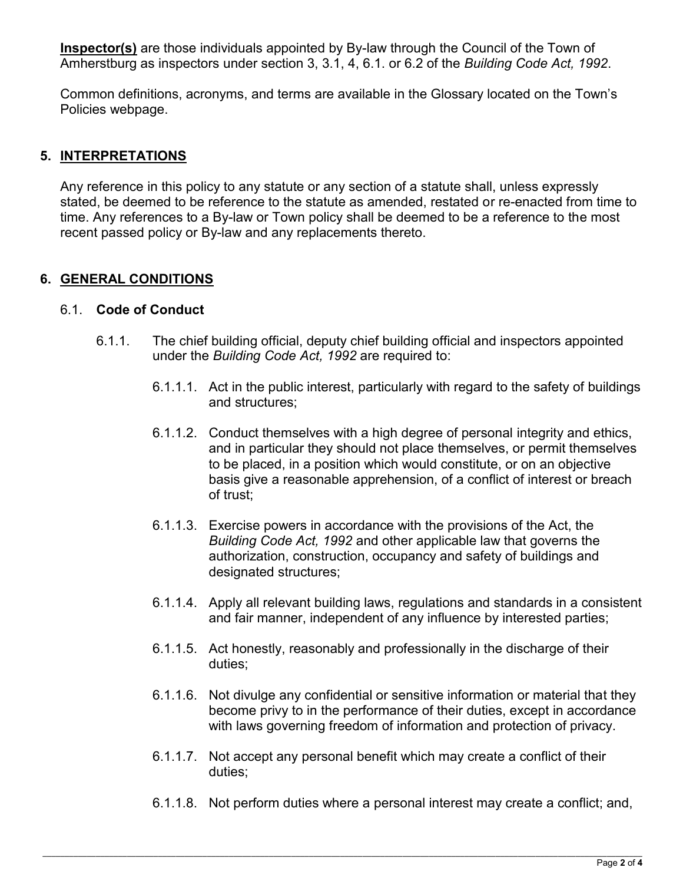**Inspector(s)** are those individuals appointed by By-law through the Council of the Town of Amherstburg as inspectors under section 3, 3.1, 4, 6.1. or 6.2 of the *Building Code Act, 1992*.

Common definitions, acronyms, and terms are available in the Glossary located on the Town's Policies webpage.

## 5. INTERPRETATIONS

Any reference in this policy to any statute or any section of a statute shall, unless expressly stated, be deemed to be reference to the statute as amended, restated or re-enacted from time to time. Any references to a By-law or Town policy shall be deemed to be a reference to the most recent passed policy or By-law and any replacements thereto.

## 6. GENERAL CONDITIONS

### 6.1. Code of Conduct

6.1.1. The chief building official, deputy chief building official and inspectors appointed under the *Building Code Act, 1992* are required to:

6.1.1.1. Act in the public interest, particularly with regard to the safety of buildings and structures;

6.1.1.2. Conduct themselves with a high degree of personal integrity and ethics, and in particular they should not place themselves, or permit themselves to be placed, in a position which would constitute, or on an objective basis give a reasonable apprehension, of a conflict of interest or breach of trust;

6.1.1.3. Exercise powers in accordance with the provisions of the Act, the *Building Code Act, 1992* and other applicable law that governs the authorization, construction, occupancy and safety of buildings and designated structures;

6.1.1.4. Apply all relevant building laws, regulations and standards in a consistent and fair manner, independent of any influence by interested parties;

6.1.1.5. Act honestly, reasonably and professionally in the discharge of their duties;

6.1.1.6. Not divulge any confidential or sensitive information or material that they become privy to in the performance of their duties, except in accordance with laws governing freedom of information and protection of privacy.

6.1.1.7. Not accept any personal benefit which may create a conflict of their duties;

6.1.1.8. Not perform duties where a personal interest may create a conflict; and,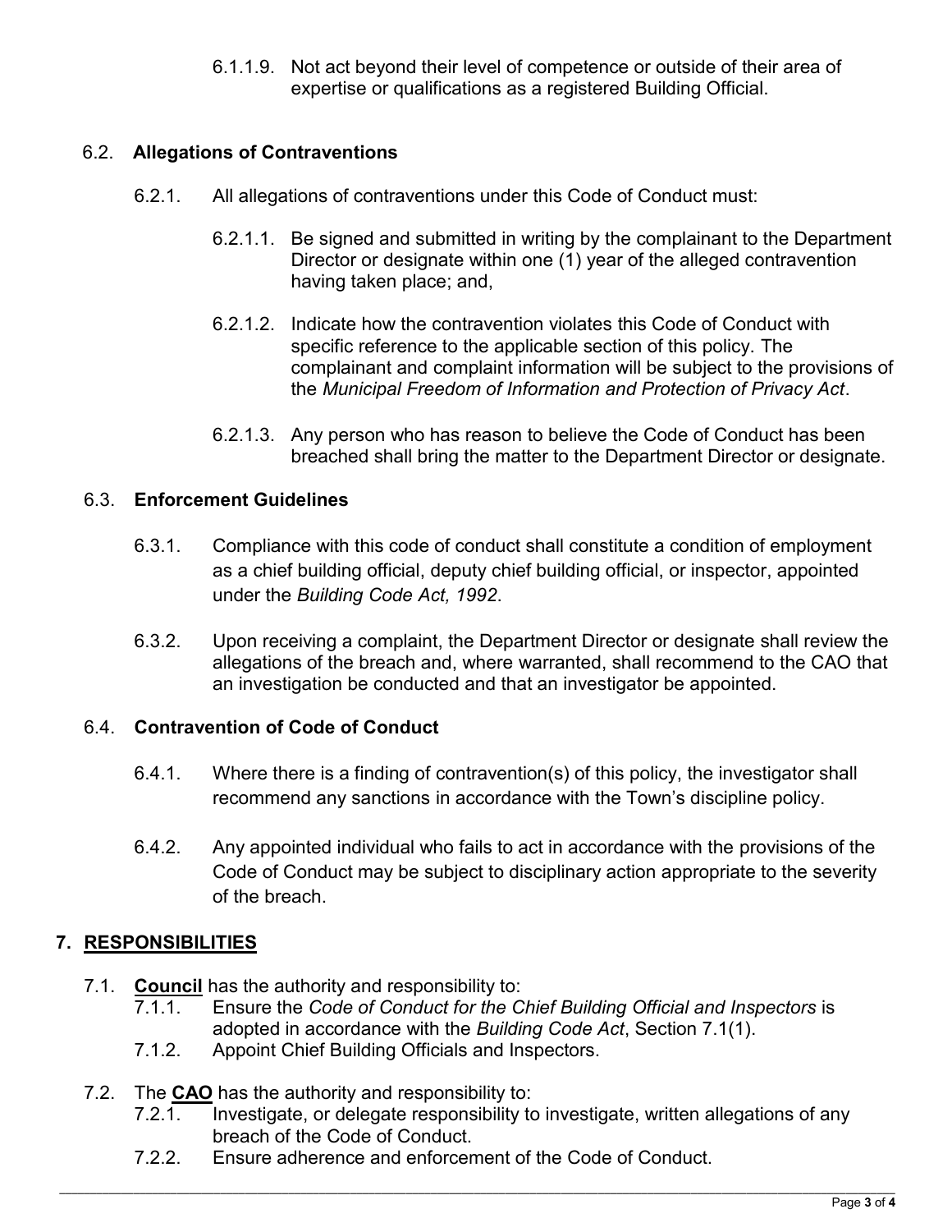6.1.1.9. Not act beyond their level of competence or outside of their area of expertise or qualifications as a registered Building Official.

### 6.2. Allegations of Contraventions

6.2.1. All allegations of contraventions under this Code of Conduct must:

6.2.1.1. Be signed and submitted in writing by the complainant to the Department Director or designate within one (1) year of the alleged contravention having taken place; and,

6.2.1.2. Indicate how the contravention violates this Code of Conduct with specific reference to the applicable section of this policy. The complainant and complaint information will be subject to the provisions of the *Municipal Freedom of Information and Protection of Privacy Act*.

6.2.1.3. Any person who has reason to believe the Code of Conduct has been breached shall bring the matter to the Department Director or designate.

### 6.3. Enforcement Guidelines

6.3.1. Compliance with this code of conduct shall constitute a condition of employment as a chief building official, deputy chief building official, or inspector, appointed under the *Building Code Act, 1992*.

6.3.2. Upon receiving a complaint, the Department Director or designate shall review the allegations of the breach and, where warranted, shall recommend to the CAO that an investigation be conducted and that an investigator be appointed.

### 6.4. Contravention of Code of Conduct

6.4.1. Where there is a finding of contravention(s) of this policy, the investigator shall recommend any sanctions in accordance with the Town's discipline policy.

6.4.2. Any appointed individual who fails to act in accordance with the provisions of the Code of Conduct may be subject to disciplinary action appropriate to the severity of the breach.

## 7. RESPONSIBILITIES

7.1. **Council** has the authority and responsibility to:

7.1.1. Ensure the *Code of Conduct for the Chief Building Official and Inspectors* is adopted in accordance with the *Building Code Act*, Section 7.1(1).

7.1.2. Appoint Chief Building Officials and Inspectors.

7.2. The **CAO** has the authority and responsibility to:

7.2.1. Investigate, or delegate responsibility to investigate, written allegations of any breach of the Code of Conduct.

7.2.2. Ensure adherence and enforcement of the Code of Conduct.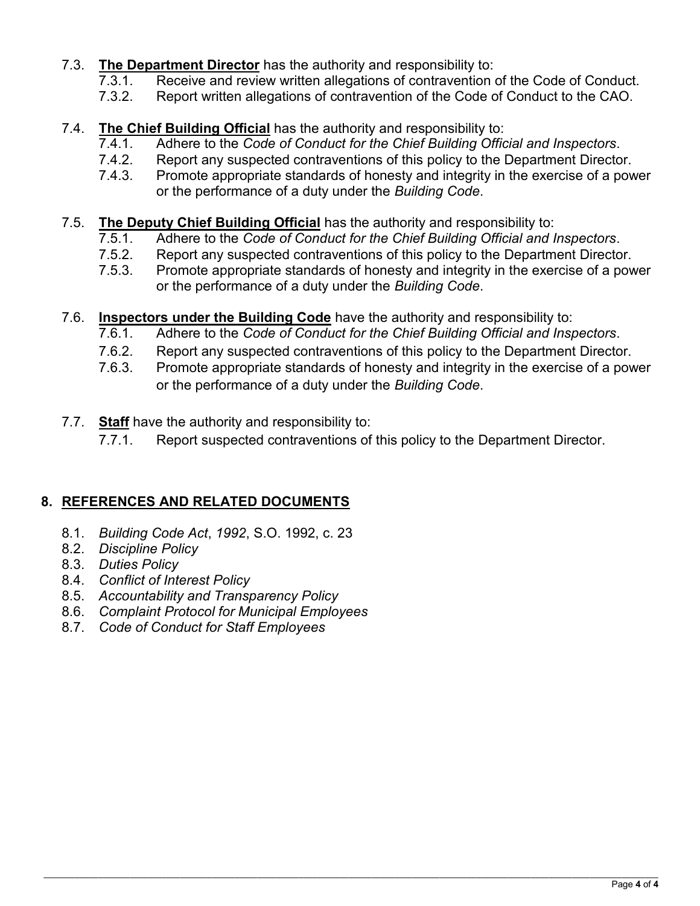7.3. **<u>The Department Director</u>** has the authority and responsibility to:

   7.3.1. Receive and review written allegations of contravention of the Code of Conduct.

   7.3.2. Report written allegations of contravention of the Code of Conduct to the CAO.

7.4. **<u>The Chief Building Official</u>** has the authority and responsibility to:

   7.4.1. Adhere to the *Code of Conduct for the Chief Building Official and Inspectors*.

   7.4.2. Report any suspected contraventions of this policy to the Department Director.

   7.4.3. Promote appropriate standards of honesty and integrity in the exercise of a power or the performance of a duty under the *Building Code*.

7.5. **<u>The Deputy Chief Building Official</u>** has the authority and responsibility to:

   7.5.1. Adhere to the *Code of Conduct for the Chief Building Official and Inspectors*.

   7.5.2. Report any suspected contraventions of this policy to the Department Director.

   7.5.3. Promote appropriate standards of honesty and integrity in the exercise of a power or the performance of a duty under the *Building Code*.

7.6. **<u>Inspectors under the Building Code</u>** have the authority and responsibility to:

   7.6.1. Adhere to the *Code of Conduct for the Chief Building Official and Inspectors*.

   7.6.2. Report any suspected contraventions of this policy to the Department Director.

   7.6.3. Promote appropriate standards of honesty and integrity in the exercise of a power or the performance of a duty under the *Building Code*.

7.7. **<u>Staff</u>** have the authority and responsibility to:

   7.7.1. Report suspected contraventions of this policy to the Department Director.

## 8. <u>REFERENCES AND RELATED DOCUMENTS</u>

8.1. *Building Code Act*, *1992*, S.O. 1992, c. 23
8.2. *Discipline Policy*
8.3. *Duties Policy*
8.4. *Conflict of Interest Policy*
8.5. *Accountability and Transparency Policy*
8.6. *Complaint Protocol for Municipal Employees*
8.7. *Code of Conduct for Staff Employees*